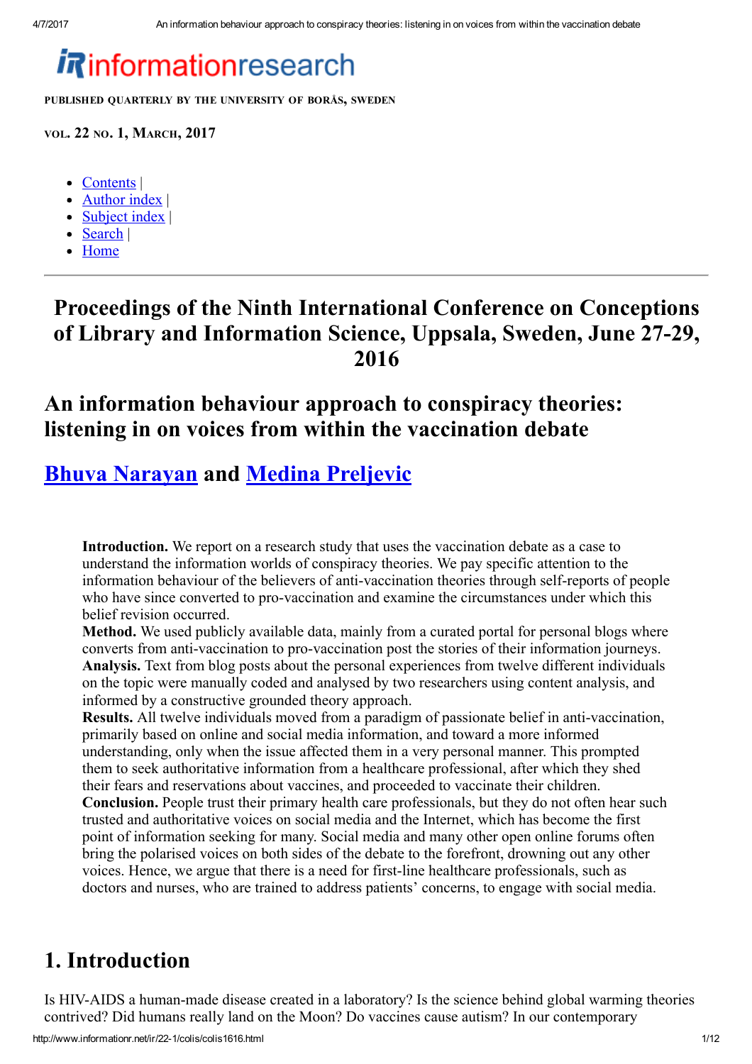# informationresearch

PUBLISHED QUARTERLY BY THE UNIVERSITY OF BORÅS, SWEDEN

VOL. 22 NO. 1, MARCH, 2017

- Contents |
- Author index |
- Subject index |
- Search |
- Home

---

## Proceedings of the Ninth International Conference on Conceptions of Library and Information Science, Uppsala, Sweden, June 27-29, 2016

## An information behaviour approach to conspiracy theories: listening in on voices from within the vaccination debate

### Bhuva Narayan and Medina Preljevic

> **Introduction.** We report on a research study that uses the vaccination debate as a case to understand the information worlds of conspiracy theories. We pay specific attention to the information behaviour of the believers of anti-vaccination theories through self-reports of people who have since converted to pro-vaccination and examine the circumstances under which this belief revision occurred.
> **Method.** We used publicly available data, mainly from a curated portal for personal blogs where converts from anti-vaccination to pro-vaccination post the stories of their information journeys.
> **Analysis.** Text from blog posts about the personal experiences from twelve different individuals on the topic were manually coded and analysed by two researchers using content analysis, and informed by a constructive grounded theory approach.
> **Results.** All twelve individuals moved from a paradigm of passionate belief in anti-vaccination, primarily based on online and social media information, and toward a more informed understanding, only when the issue affected them in a very personal manner. This prompted them to seek authoritative information from a healthcare professional, after which they shed their fears and reservations about vaccines, and proceeded to vaccinate their children.
> **Conclusion.** People trust their primary health care professionals, but they do not often hear such trusted and authoritative voices on social media and the Internet, which has become the first point of information seeking for many. Social media and many other open online forums often bring the polarised voices on both sides of the debate to the forefront, drowning out any other voices. Hence, we argue that there is a need for first-line healthcare professionals, such as doctors and nurses, who are trained to address patients' concerns, to engage with social media.

## 1. Introduction

Is HIV-AIDS a human-made disease created in a laboratory? Is the science behind global warming theories contrived? Did humans really land on the Moon? Do vaccines cause autism? In our contemporary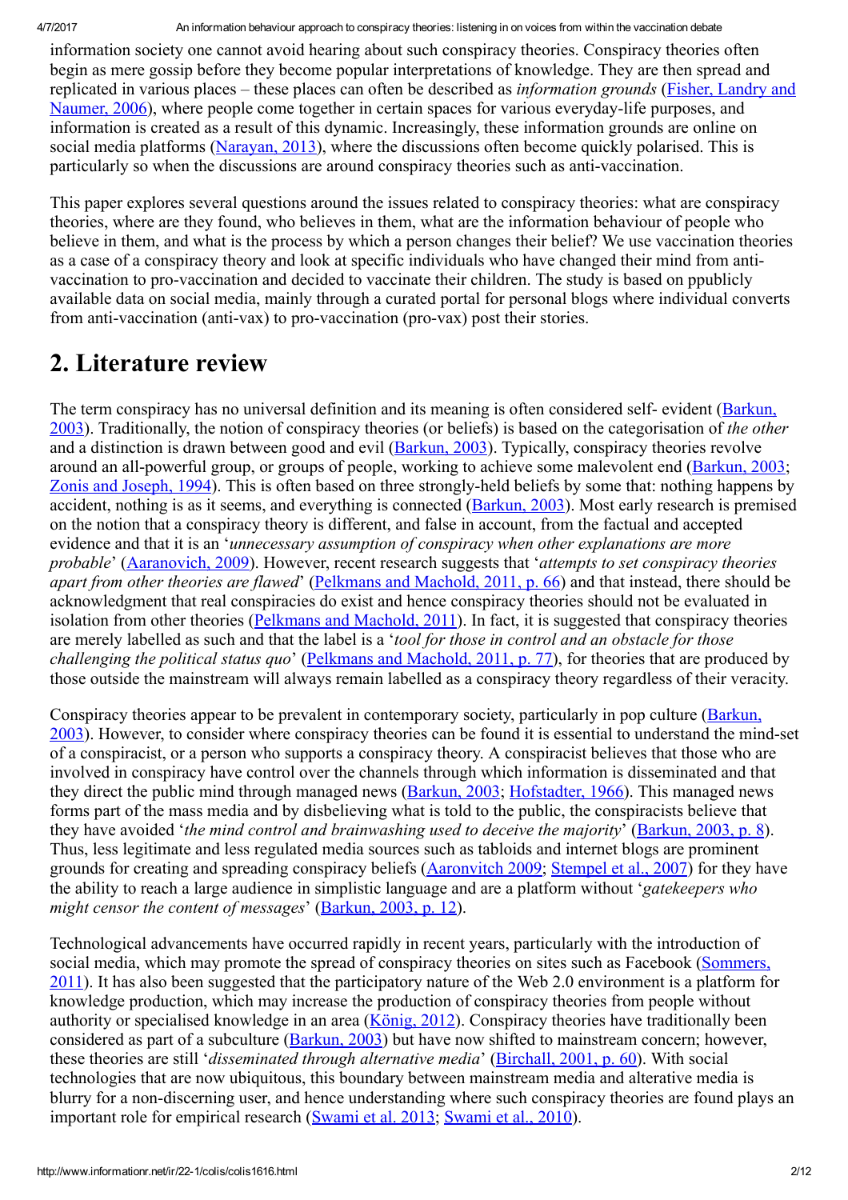information society one cannot avoid hearing about such conspiracy theories. Conspiracy theories often begin as mere gossip before they become popular interpretations of knowledge. They are then spread and replicated in various places – these places can often be described as *information grounds* (Fisher, Landry and Naumer, 2006), where people come together in certain spaces for various everyday-life purposes, and information is created as a result of this dynamic. Increasingly, these information grounds are online on social media platforms (Narayan, 2013), where the discussions often become quickly polarised. This is particularly so when the discussions are around conspiracy theories such as anti-vaccination.

This paper explores several questions around the issues related to conspiracy theories: what are conspiracy theories, where are they found, who believes in them, what are the information behaviour of people who believe in them, and what is the process by which a person changes their belief? We use vaccination theories as a case of a conspiracy theory and look at specific individuals who have changed their mind from anti-vaccination to pro-vaccination and decided to vaccinate their children. The study is based on ppublicly available data on social media, mainly through a curated portal for personal blogs where individual converts from anti-vaccination (anti-vax) to pro-vaccination (pro-vax) post their stories.

## 2. Literature review

The term conspiracy has no universal definition and its meaning is often considered self- evident (Barkun, 2003). Traditionally, the notion of conspiracy theories (or beliefs) is based on the categorisation of *the other* and a distinction is drawn between good and evil (Barkun, 2003). Typically, conspiracy theories revolve around an all-powerful group, or groups of people, working to achieve some malevolent end (Barkun, 2003; Zonis and Joseph, 1994). This is often based on three strongly-held beliefs by some that: nothing happens by accident, nothing is as it seems, and everything is connected (Barkun, 2003). Most early research is premised on the notion that a conspiracy theory is different, and false in account, from the factual and accepted evidence and that it is an '*unnecessary assumption of conspiracy when other explanations are more probable*' (Aaranovich, 2009). However, recent research suggests that '*attempts to set conspiracy theories apart from other theories are flawed*' (Pelkmans and Machold, 2011, p. 66) and that instead, there should be acknowledgment that real conspiracies do exist and hence conspiracy theories should not be evaluated in isolation from other theories (Pelkmans and Machold, 2011). In fact, it is suggested that conspiracy theories are merely labelled as such and that the label is a '*tool for those in control and an obstacle for those challenging the political status quo*' (Pelkmans and Machold, 2011, p. 77), for theories that are produced by those outside the mainstream will always remain labelled as a conspiracy theory regardless of their veracity.

Conspiracy theories appear to be prevalent in contemporary society, particularly in pop culture (Barkun, 2003). However, to consider where conspiracy theories can be found it is essential to understand the mind-set of a conspiracist, or a person who supports a conspiracy theory. A conspiracist believes that those who are involved in conspiracy have control over the channels through which information is disseminated and that they direct the public mind through managed news (Barkun, 2003; Hofstadter, 1966). This managed news forms part of the mass media and by disbelieving what is told to the public, the conspiracists believe that they have avoided '*the mind control and brainwashing used to deceive the majority*' (Barkun, 2003, p. 8). Thus, less legitimate and less regulated media sources such as tabloids and internet blogs are prominent grounds for creating and spreading conspiracy beliefs (Aaronvitch 2009; Stempel et al., 2007) for they have the ability to reach a large audience in simplistic language and are a platform without '*gatekeepers who might censor the content of messages*' (Barkun, 2003, p. 12).

Technological advancements have occurred rapidly in recent years, particularly with the introduction of social media, which may promote the spread of conspiracy theories on sites such as Facebook (Sommers, 2011). It has also been suggested that the participatory nature of the Web 2.0 environment is a platform for knowledge production, which may increase the production of conspiracy theories from people without authority or specialised knowledge in an area (König, 2012). Conspiracy theories have traditionally been considered as part of a subculture (Barkun, 2003) but have now shifted to mainstream concern; however, these theories are still '*disseminated through alternative media*' (Birchall, 2001, p. 60). With social technologies that are now ubiquitous, this boundary between mainstream media and alterative media is blurry for a non-discerning user, and hence understanding where such conspiracy theories are found plays an important role for empirical research (Swami et al. 2013; Swami et al., 2010).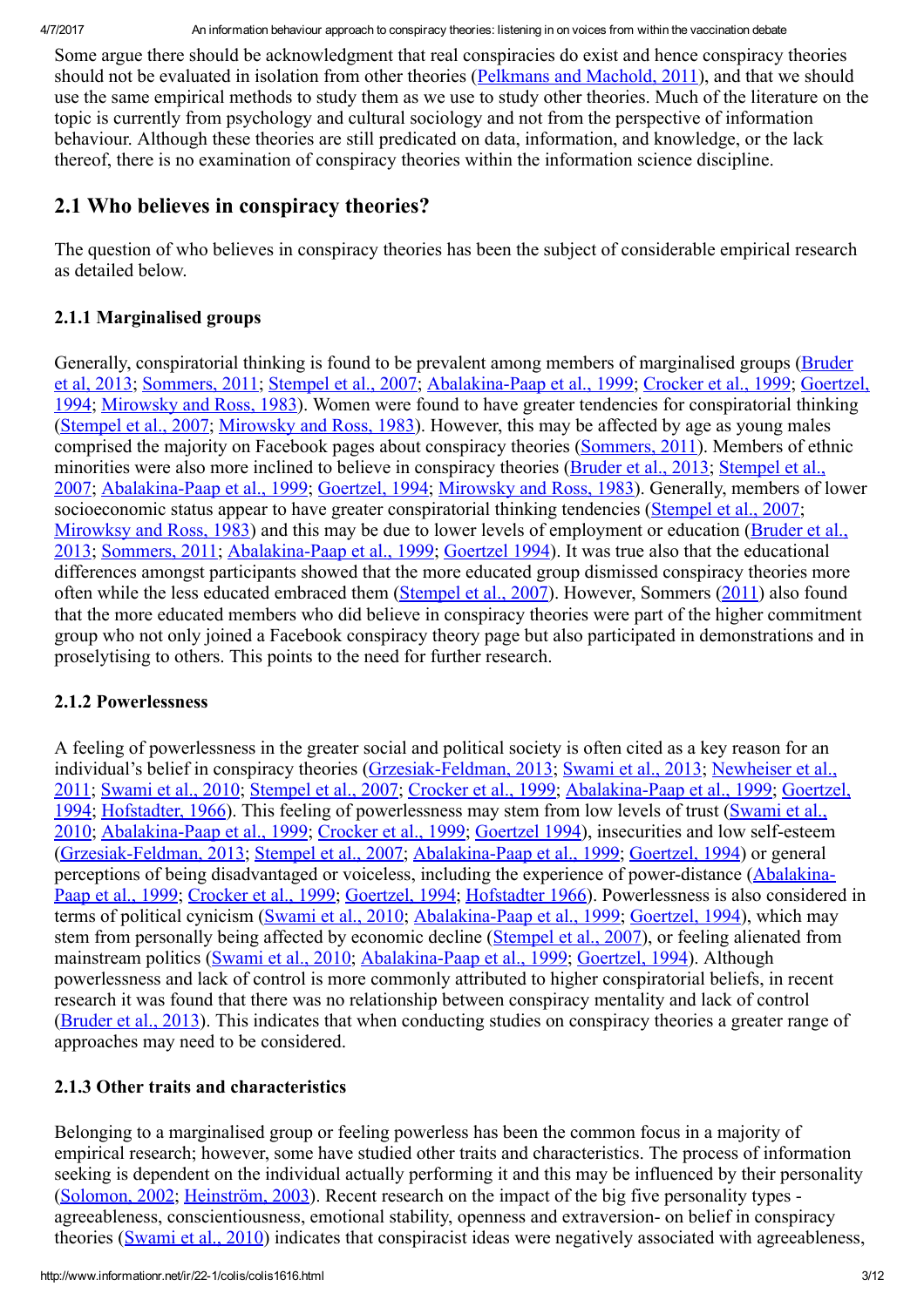Some argue there should be acknowledgment that real conspiracies do exist and hence conspiracy theories should not be evaluated in isolation from other theories (Pelkmans and Machold, 2011), and that we should use the same empirical methods to study them as we use to study other theories. Much of the literature on the topic is currently from psychology and cultural sociology and not from the perspective of information behaviour. Although these theories are still predicated on data, information, and knowledge, or the lack thereof, there is no examination of conspiracy theories within the information science discipline.

## 2.1 Who believes in conspiracy theories?

The question of who believes in conspiracy theories has been the subject of considerable empirical research as detailed below.

### 2.1.1 Marginalised groups

Generally, conspiratorial thinking is found to be prevalent among members of marginalised groups (Bruder et al, 2013; Sommers, 2011; Stempel et al., 2007; Abalakina-Paap et al., 1999; Crocker et al., 1999; Goertzel, 1994; Mirowsky and Ross, 1983). Women were found to have greater tendencies for conspiratorial thinking (Stempel et al., 2007; Mirowsky and Ross, 1983). However, this may be affected by age as young males comprised the majority on Facebook pages about conspiracy theories (Sommers, 2011). Members of ethnic minorities were also more inclined to believe in conspiracy theories (Bruder et al., 2013; Stempel et al., 2007; Abalakina-Paap et al., 1999; Goertzel, 1994; Mirowsky and Ross, 1983). Generally, members of lower socioeconomic status appear to have greater conspiratorial thinking tendencies (Stempel et al., 2007; Mirowksy and Ross, 1983) and this may be due to lower levels of employment or education (Bruder et al., 2013; Sommers, 2011; Abalakina-Paap et al., 1999; Goertzel 1994). It was true also that the educational differences amongst participants showed that the more educated group dismissed conspiracy theories more often while the less educated embraced them (Stempel et al., 2007). However, Sommers (2011) also found that the more educated members who did believe in conspiracy theories were part of the higher commitment group who not only joined a Facebook conspiracy theory page but also participated in demonstrations and in proselytising to others. This points to the need for further research.

### 2.1.2 Powerlessness

A feeling of powerlessness in the greater social and political society is often cited as a key reason for an individual's belief in conspiracy theories (Grzesiak-Feldman, 2013; Swami et al., 2013; Newheiser et al., 2011; Swami et al., 2010; Stempel et al., 2007; Crocker et al., 1999; Abalakina-Paap et al., 1999; Goertzel, 1994; Hofstadter, 1966). This feeling of powerlessness may stem from low levels of trust (Swami et al., 2010; Abalakina-Paap et al., 1999; Crocker et al., 1999; Goertzel 1994), insecurities and low self-esteem (Grzesiak-Feldman, 2013; Stempel et al., 2007; Abalakina-Paap et al., 1999; Goertzel, 1994) or general perceptions of being disadvantaged or voiceless, including the experience of power-distance (Abalakina-Paap et al., 1999; Crocker et al., 1999; Goertzel, 1994; Hofstadter 1966). Powerlessness is also considered in terms of political cynicism (Swami et al., 2010; Abalakina-Paap et al., 1999; Goertzel, 1994), which may stem from personally being affected by economic decline (Stempel et al., 2007), or feeling alienated from mainstream politics (Swami et al., 2010; Abalakina-Paap et al., 1999; Goertzel, 1994). Although powerlessness and lack of control is more commonly attributed to higher conspiratorial beliefs, in recent research it was found that there was no relationship between conspiracy mentality and lack of control (Bruder et al., 2013). This indicates that when conducting studies on conspiracy theories a greater range of approaches may need to be considered.

### 2.1.3 Other traits and characteristics

Belonging to a marginalised group or feeling powerless has been the common focus in a majority of empirical research; however, some have studied other traits and characteristics. The process of information seeking is dependent on the individual actually performing it and this may be influenced by their personality (Solomon, 2002; Heinström, 2003). Recent research on the impact of the big five personality types - agreeableness, conscientiousness, emotional stability, openness and extraversion- on belief in conspiracy theories (Swami et al., 2010) indicates that conspiracist ideas were negatively associated with agreeableness,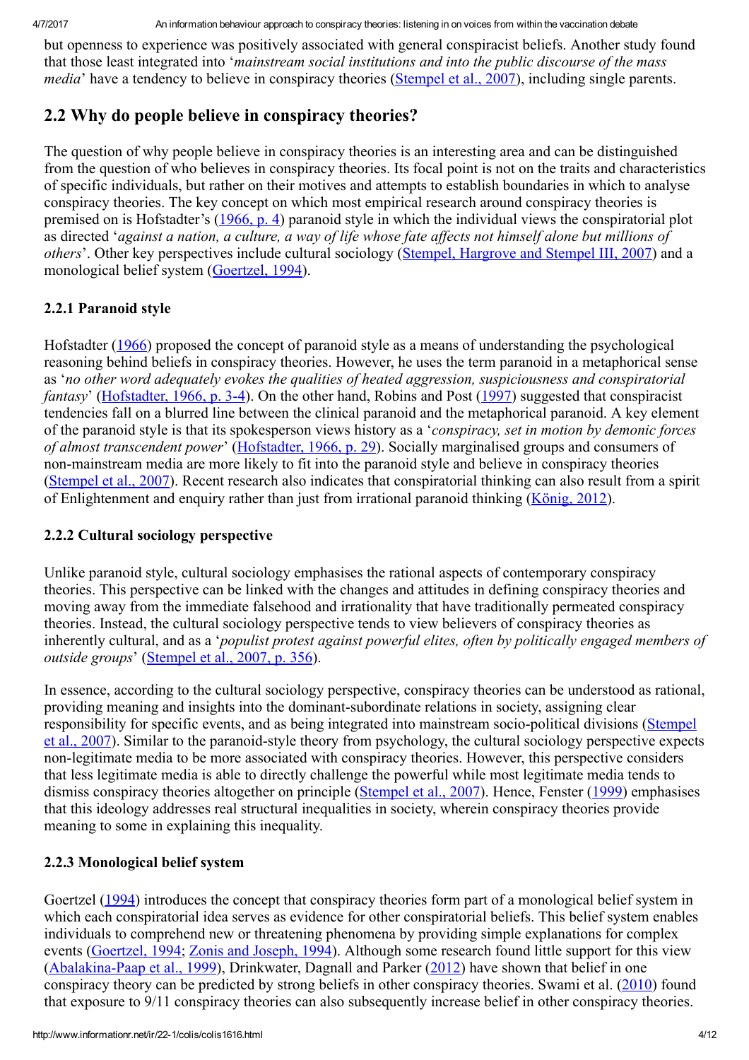but openness to experience was positively associated with general conspiracist beliefs. Another study found that those least integrated into '*mainstream social institutions and into the public discourse of the mass media*' have a tendency to believe in conspiracy theories (Stempel et al., 2007), including single parents.

## 2.2 Why do people believe in conspiracy theories?

The question of why people believe in conspiracy theories is an interesting area and can be distinguished from the question of who believes in conspiracy theories. Its focal point is not on the traits and characteristics of specific individuals, but rather on their motives and attempts to establish boundaries in which to analyse conspiracy theories. The key concept on which most empirical research around conspiracy theories is premised on is Hofstadter's (1966, p. 4) paranoid style in which the individual views the conspiratorial plot as directed '*against a nation, a culture, a way of life whose fate affects not himself alone but millions of others*'. Other key perspectives include cultural sociology (Stempel, Hargrove and Stempel III, 2007) and a monological belief system (Goertzel, 1994).

### 2.2.1 Paranoid style

Hofstadter (1966) proposed the concept of paranoid style as a means of understanding the psychological reasoning behind beliefs in conspiracy theories. However, he uses the term paranoid in a metaphorical sense as '*no other word adequately evokes the qualities of heated aggression, suspiciousness and conspiratorial fantasy*' (Hofstadter, 1966, p. 3-4). On the other hand, Robins and Post (1997) suggested that conspiracist tendencies fall on a blurred line between the clinical paranoid and the metaphorical paranoid. A key element of the paranoid style is that its spokesperson views history as a '*conspiracy, set in motion by demonic forces of almost transcendent power*' (Hofstadter, 1966, p. 29). Socially marginalised groups and consumers of non-mainstream media are more likely to fit into the paranoid style and believe in conspiracy theories (Stempel et al., 2007). Recent research also indicates that conspiratorial thinking can also result from a spirit of Enlightenment and enquiry rather than just from irrational paranoid thinking (König, 2012).

### 2.2.2 Cultural sociology perspective

Unlike paranoid style, cultural sociology emphasises the rational aspects of contemporary conspiracy theories. This perspective can be linked with the changes and attitudes in defining conspiracy theories and moving away from the immediate falsehood and irrationality that have traditionally permeated conspiracy theories. Instead, the cultural sociology perspective tends to view believers of conspiracy theories as inherently cultural, and as a '*populist protest against powerful elites, often by politically engaged members of outside groups*' (Stempel et al., 2007, p. 356).

In essence, according to the cultural sociology perspective, conspiracy theories can be understood as rational, providing meaning and insights into the dominant-subordinate relations in society, assigning clear responsibility for specific events, and as being integrated into mainstream socio-political divisions (Stempel et al., 2007). Similar to the paranoid-style theory from psychology, the cultural sociology perspective expects non-legitimate media to be more associated with conspiracy theories. However, this perspective considers that less legitimate media is able to directly challenge the powerful while most legitimate media tends to dismiss conspiracy theories altogether on principle (Stempel et al., 2007). Hence, Fenster (1999) emphasises that this ideology addresses real structural inequalities in society, wherein conspiracy theories provide meaning to some in explaining this inequality.

### 2.2.3 Monological belief system

Goertzel (1994) introduces the concept that conspiracy theories form part of a monological belief system in which each conspiratorial idea serves as evidence for other conspiratorial beliefs. This belief system enables individuals to comprehend new or threatening phenomena by providing simple explanations for complex events (Goertzel, 1994; Zonis and Joseph, 1994). Although some research found little support for this view (Abalakina-Paap et al., 1999), Drinkwater, Dagnall and Parker (2012) have shown that belief in one conspiracy theory can be predicted by strong beliefs in other conspiracy theories. Swami et al. (2010) found that exposure to 9/11 conspiracy theories can also subsequently increase belief in other conspiracy theories.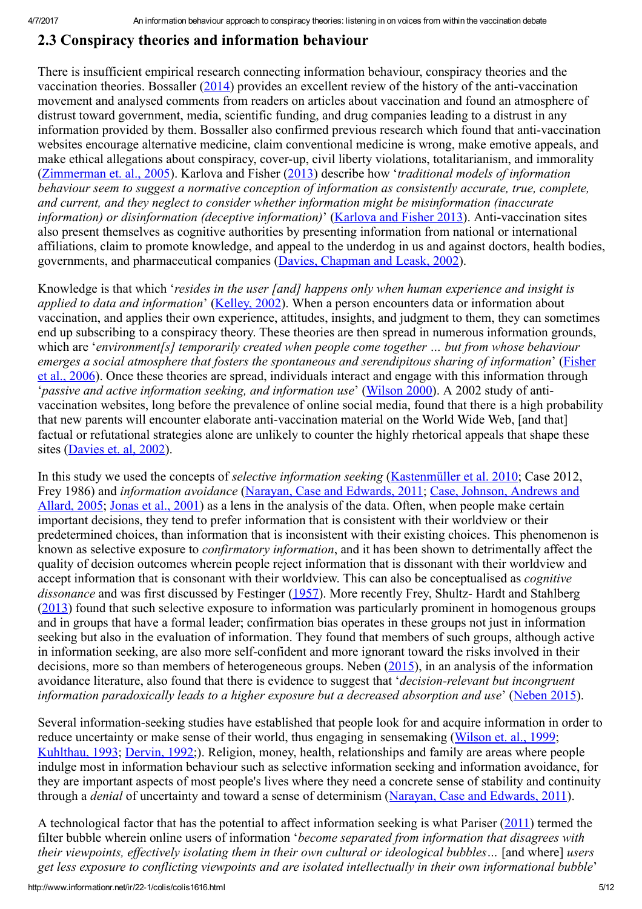## 2.3 Conspiracy theories and information behaviour

There is insufficient empirical research connecting information behaviour, conspiracy theories and the vaccination theories. Bossaller (2014) provides an excellent review of the history of the anti-vaccination movement and analysed comments from readers on articles about vaccination and found an atmosphere of distrust toward government, media, scientific funding, and drug companies leading to a distrust in any information provided by them. Bossaller also confirmed previous research which found that anti-vaccination websites encourage alternative medicine, claim conventional medicine is wrong, make emotive appeals, and make ethical allegations about conspiracy, cover-up, civil liberty violations, totalitarianism, and immorality (Zimmerman et. al., 2005). Karlova and Fisher (2013) describe how '*traditional models of information behaviour seem to suggest a normative conception of information as consistently accurate, true, complete, and current, and they neglect to consider whether information might be misinformation (inaccurate information) or disinformation (deceptive information)*' (Karlova and Fisher 2013). Anti-vaccination sites also present themselves as cognitive authorities by presenting information from national or international affiliations, claim to promote knowledge, and appeal to the underdog in us and against doctors, health bodies, governments, and pharmaceutical companies (Davies, Chapman and Leask, 2002).

Knowledge is that which '*resides in the user [and] happens only when human experience and insight is applied to data and information*' (Kelley, 2002). When a person encounters data or information about vaccination, and applies their own experience, attitudes, insights, and judgment to them, they can sometimes end up subscribing to a conspiracy theory. These theories are then spread in numerous information grounds, which are '*environment[s] temporarily created when people come together … but from whose behaviour emerges a social atmosphere that fosters the spontaneous and serendipitous sharing of information*' (Fisher et al., 2006). Once these theories are spread, individuals interact and engage with this information through '*passive and active information seeking, and information use*' (Wilson 2000). A 2002 study of anti-vaccination websites, long before the prevalence of online social media, found that there is a high probability that new parents will encounter elaborate anti-vaccination material on the World Wide Web, [and that] factual or refutational strategies alone are unlikely to counter the highly rhetorical appeals that shape these sites (Davies et. al, 2002).

In this study we used the concepts of *selective information seeking* (Kastenmüller et al. 2010; Case 2012, Frey 1986) and *information avoidance* (Narayan, Case and Edwards, 2011; Case, Johnson, Andrews and Allard, 2005; Jonas et al., 2001) as a lens in the analysis of the data. Often, when people make certain important decisions, they tend to prefer information that is consistent with their worldview or their predetermined choices, than information that is inconsistent with their existing choices. This phenomenon is known as selective exposure to *confirmatory information*, and it has been shown to detrimentally affect the quality of decision outcomes wherein people reject information that is dissonant with their worldview and accept information that is consonant with their worldview. This can also be conceptualised as *cognitive dissonance* and was first discussed by Festinger (1957). More recently Frey, Shultz- Hardt and Stahlberg (2013) found that such selective exposure to information was particularly prominent in homogenous groups and in groups that have a formal leader; confirmation bias operates in these groups not just in information seeking but also in the evaluation of information. They found that members of such groups, although active in information seeking, are also more self-confident and more ignorant toward the risks involved in their decisions, more so than members of heterogeneous groups. Neben (2015), in an analysis of the information avoidance literature, also found that there is evidence to suggest that '*decision-relevant but incongruent information paradoxically leads to a higher exposure but a decreased absorption and use*' (Neben 2015).

Several information-seeking studies have established that people look for and acquire information in order to reduce uncertainty or make sense of their world, thus engaging in sensemaking (Wilson et. al., 1999; Kuhlthau, 1993; Dervin, 1992;). Religion, money, health, relationships and family are areas where people indulge most in information behaviour such as selective information seeking and information avoidance, for they are important aspects of most people's lives where they need a concrete sense of stability and continuity through a *denial* of uncertainty and toward a sense of determinism (Narayan, Case and Edwards, 2011).

A technological factor that has the potential to affect information seeking is what Pariser (2011) termed the filter bubble wherein online users of information '*become separated from information that disagrees with their viewpoints, effectively isolating them in their own cultural or ideological bubbles*… [and where] *users get less exposure to conflicting viewpoints and are isolated intellectually in their own informational bubble*'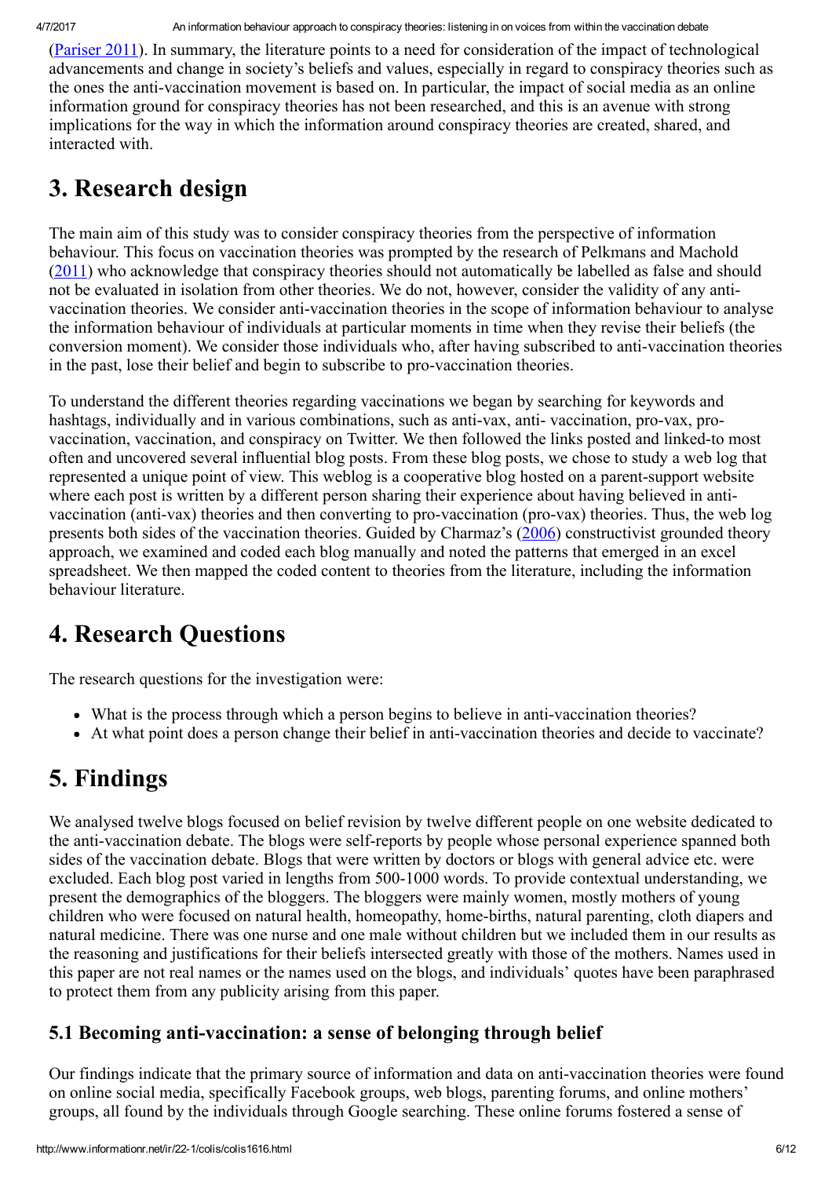(Pariser 2011). In summary, the literature points to a need for consideration of the impact of technological advancements and change in society's beliefs and values, especially in regard to conspiracy theories such as the ones the anti-vaccination movement is based on. In particular, the impact of social media as an online information ground for conspiracy theories has not been researched, and this is an avenue with strong implications for the way in which the information around conspiracy theories are created, shared, and interacted with.

## 3. Research design

The main aim of this study was to consider conspiracy theories from the perspective of information behaviour. This focus on vaccination theories was prompted by the research of Pelkmans and Machold (2011) who acknowledge that conspiracy theories should not automatically be labelled as false and should not be evaluated in isolation from other theories. We do not, however, consider the validity of any anti-vaccination theories. We consider anti-vaccination theories in the scope of information behaviour to analyse the information behaviour of individuals at particular moments in time when they revise their beliefs (the conversion moment). We consider those individuals who, after having subscribed to anti-vaccination theories in the past, lose their belief and begin to subscribe to pro-vaccination theories.

To understand the different theories regarding vaccinations we began by searching for keywords and hashtags, individually and in various combinations, such as anti-vax, anti- vaccination, pro-vax, pro-vaccination, vaccination, and conspiracy on Twitter. We then followed the links posted and linked-to most often and uncovered several influential blog posts. From these blog posts, we chose to study a web log that represented a unique point of view. This weblog is a cooperative blog hosted on a parent-support website where each post is written by a different person sharing their experience about having believed in anti-vaccination (anti-vax) theories and then converting to pro-vaccination (pro-vax) theories. Thus, the web log presents both sides of the vaccination theories. Guided by Charmaz's (2006) constructivist grounded theory approach, we examined and coded each blog manually and noted the patterns that emerged in an excel spreadsheet. We then mapped the coded content to theories from the literature, including the information behaviour literature.

## 4. Research Questions

The research questions for the investigation were:

- What is the process through which a person begins to believe in anti-vaccination theories?
- At what point does a person change their belief in anti-vaccination theories and decide to vaccinate?

## 5. Findings

We analysed twelve blogs focused on belief revision by twelve different people on one website dedicated to the anti-vaccination debate. The blogs were self-reports by people whose personal experience spanned both sides of the vaccination debate. Blogs that were written by doctors or blogs with general advice etc. were excluded. Each blog post varied in lengths from 500-1000 words. To provide contextual understanding, we present the demographics of the bloggers. The bloggers were mainly women, mostly mothers of young children who were focused on natural health, homeopathy, home-births, natural parenting, cloth diapers and natural medicine. There was one nurse and one male without children but we included them in our results as the reasoning and justifications for their beliefs intersected greatly with those of the mothers. Names used in this paper are not real names or the names used on the blogs, and individuals' quotes have been paraphrased to protect them from any publicity arising from this paper.

### 5.1 Becoming anti-vaccination: a sense of belonging through belief

Our findings indicate that the primary source of information and data on anti-vaccination theories were found on online social media, specifically Facebook groups, web blogs, parenting forums, and online mothers' groups, all found by the individuals through Google searching. These online forums fostered a sense of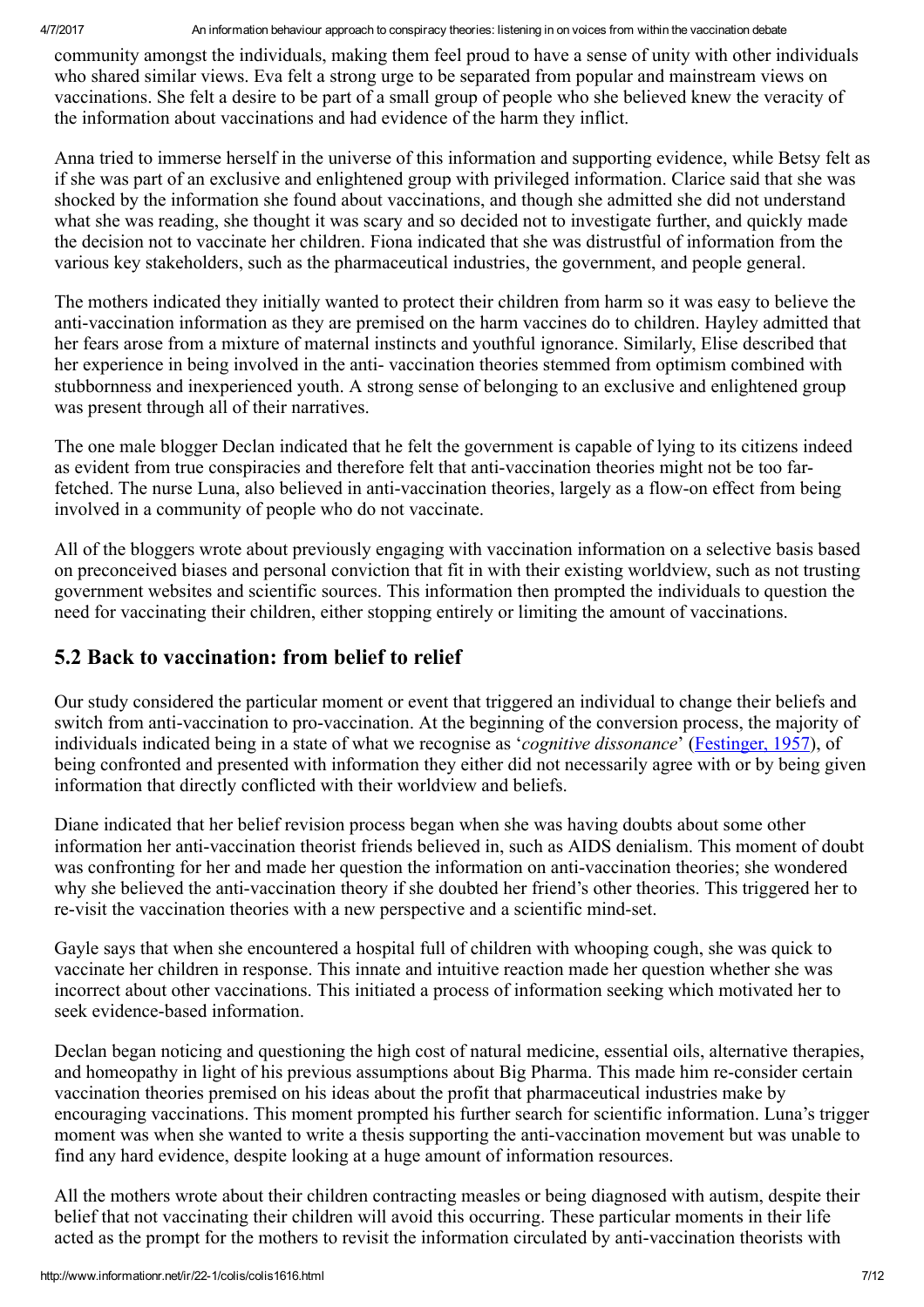community amongst the individuals, making them feel proud to have a sense of unity with other individuals who shared similar views. Eva felt a strong urge to be separated from popular and mainstream views on vaccinations. She felt a desire to be part of a small group of people who she believed knew the veracity of the information about vaccinations and had evidence of the harm they inflict.

Anna tried to immerse herself in the universe of this information and supporting evidence, while Betsy felt as if she was part of an exclusive and enlightened group with privileged information. Clarice said that she was shocked by the information she found about vaccinations, and though she admitted she did not understand what she was reading, she thought it was scary and so decided not to investigate further, and quickly made the decision not to vaccinate her children. Fiona indicated that she was distrustful of information from the various key stakeholders, such as the pharmaceutical industries, the government, and people general.

The mothers indicated they initially wanted to protect their children from harm so it was easy to believe the anti-vaccination information as they are premised on the harm vaccines do to children. Hayley admitted that her fears arose from a mixture of maternal instincts and youthful ignorance. Similarly, Elise described that her experience in being involved in the anti- vaccination theories stemmed from optimism combined with stubbornness and inexperienced youth. A strong sense of belonging to an exclusive and enlightened group was present through all of their narratives.

The one male blogger Declan indicated that he felt the government is capable of lying to its citizens indeed as evident from true conspiracies and therefore felt that anti-vaccination theories might not be too far-fetched. The nurse Luna, also believed in anti-vaccination theories, largely as a flow-on effect from being involved in a community of people who do not vaccinate.

All of the bloggers wrote about previously engaging with vaccination information on a selective basis based on preconceived biases and personal conviction that fit in with their existing worldview, such as not trusting government websites and scientific sources. This information then prompted the individuals to question the need for vaccinating their children, either stopping entirely or limiting the amount of vaccinations.

## 5.2 Back to vaccination: from belief to relief

Our study considered the particular moment or event that triggered an individual to change their beliefs and switch from anti-vaccination to pro-vaccination. At the beginning of the conversion process, the majority of individuals indicated being in a state of what we recognise as '*cognitive dissonance*' (Festinger, 1957), of being confronted and presented with information they either did not necessarily agree with or by being given information that directly conflicted with their worldview and beliefs.

Diane indicated that her belief revision process began when she was having doubts about some other information her anti-vaccination theorist friends believed in, such as AIDS denialism. This moment of doubt was confronting for her and made her question the information on anti-vaccination theories; she wondered why she believed the anti-vaccination theory if she doubted her friend's other theories. This triggered her to re-visit the vaccination theories with a new perspective and a scientific mind-set.

Gayle says that when she encountered a hospital full of children with whooping cough, she was quick to vaccinate her children in response. This innate and intuitive reaction made her question whether she was incorrect about other vaccinations. This initiated a process of information seeking which motivated her to seek evidence-based information.

Declan began noticing and questioning the high cost of natural medicine, essential oils, alternative therapies, and homeopathy in light of his previous assumptions about Big Pharma. This made him re-consider certain vaccination theories premised on his ideas about the profit that pharmaceutical industries make by encouraging vaccinations. This moment prompted his further search for scientific information. Luna's trigger moment was when she wanted to write a thesis supporting the anti-vaccination movement but was unable to find any hard evidence, despite looking at a huge amount of information resources.

All the mothers wrote about their children contracting measles or being diagnosed with autism, despite their belief that not vaccinating their children will avoid this occurring. These particular moments in their life acted as the prompt for the mothers to revisit the information circulated by anti-vaccination theorists with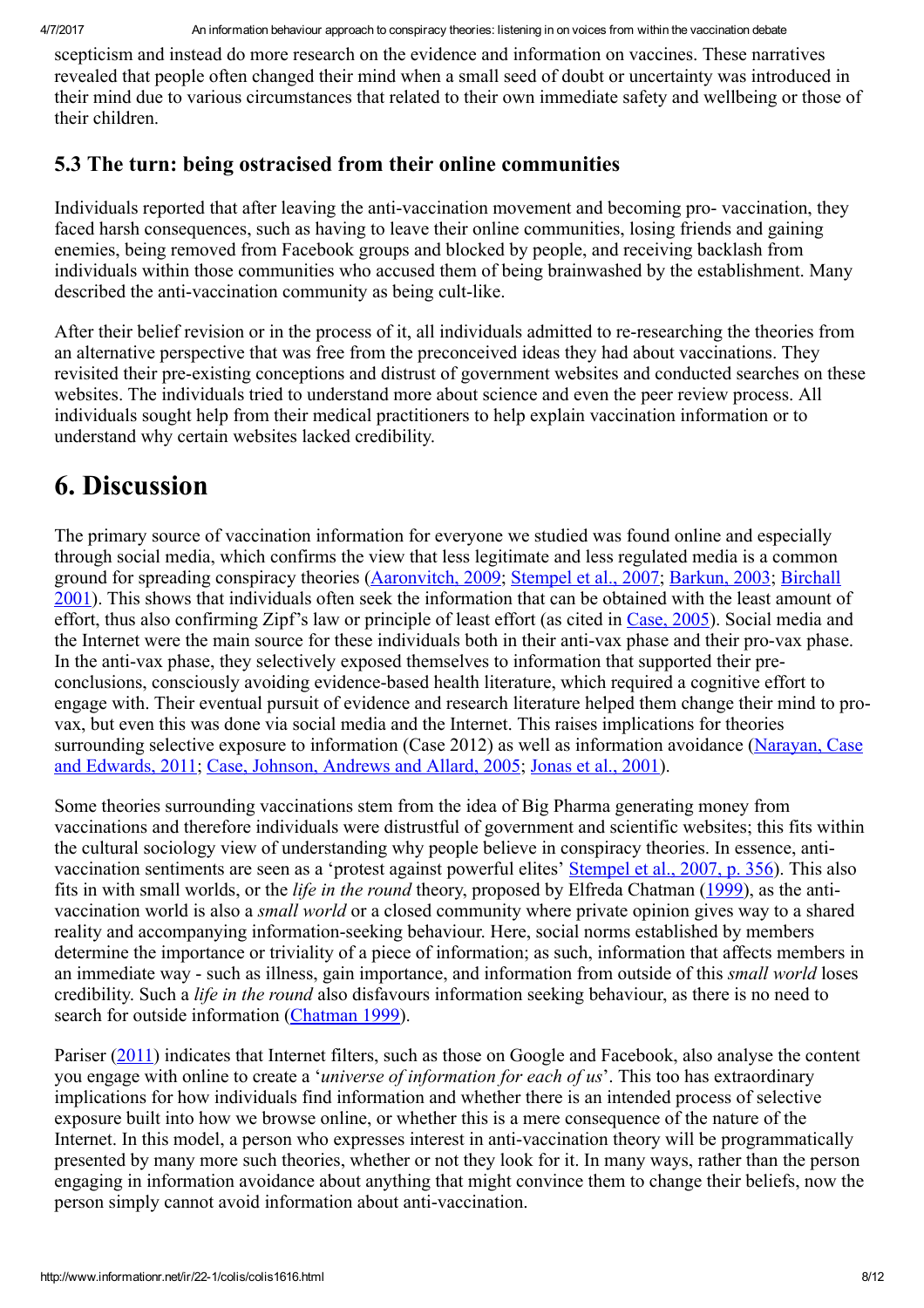scepticism and instead do more research on the evidence and information on vaccines. These narratives revealed that people often changed their mind when a small seed of doubt or uncertainty was introduced in their mind due to various circumstances that related to their own immediate safety and wellbeing or those of their children.

### 5.3 The turn: being ostracised from their online communities

Individuals reported that after leaving the anti-vaccination movement and becoming pro- vaccination, they faced harsh consequences, such as having to leave their online communities, losing friends and gaining enemies, being removed from Facebook groups and blocked by people, and receiving backlash from individuals within those communities who accused them of being brainwashed by the establishment. Many described the anti-vaccination community as being cult-like.

After their belief revision or in the process of it, all individuals admitted to re-researching the theories from an alternative perspective that was free from the preconceived ideas they had about vaccinations. They revisited their pre-existing conceptions and distrust of government websites and conducted searches on these websites. The individuals tried to understand more about science and even the peer review process. All individuals sought help from their medical practitioners to help explain vaccination information or to understand why certain websites lacked credibility.

## 6. Discussion

The primary source of vaccination information for everyone we studied was found online and especially through social media, which confirms the view that less legitimate and less regulated media is a common ground for spreading conspiracy theories (Aaronvitch, 2009; Stempel et al., 2007; Barkun, 2003; Birchall 2001). This shows that individuals often seek the information that can be obtained with the least amount of effort, thus also confirming Zipf's law or principle of least effort (as cited in Case, 2005). Social media and the Internet were the main source for these individuals both in their anti-vax phase and their pro-vax phase. In the anti-vax phase, they selectively exposed themselves to information that supported their pre-conclusions, consciously avoiding evidence-based health literature, which required a cognitive effort to engage with. Their eventual pursuit of evidence and research literature helped them change their mind to pro-vax, but even this was done via social media and the Internet. This raises implications for theories surrounding selective exposure to information (Case 2012) as well as information avoidance (Narayan, Case and Edwards, 2011; Case, Johnson, Andrews and Allard, 2005; Jonas et al., 2001).

Some theories surrounding vaccinations stem from the idea of Big Pharma generating money from vaccinations and therefore individuals were distrustful of government and scientific websites; this fits within the cultural sociology view of understanding why people believe in conspiracy theories. In essence, anti-vaccination sentiments are seen as a 'protest against powerful elites' Stempel et al., 2007, p. 356). This also fits in with small worlds, or the *life in the round* theory, proposed by Elfreda Chatman (1999), as the anti-vaccination world is also a *small world* or a closed community where private opinion gives way to a shared reality and accompanying information-seeking behaviour. Here, social norms established by members determine the importance or triviality of a piece of information; as such, information that affects members in an immediate way - such as illness, gain importance, and information from outside of this *small world* loses credibility. Such a *life in the round* also disfavours information seeking behaviour, as there is no need to search for outside information (Chatman 1999).

Pariser (2011) indicates that Internet filters, such as those on Google and Facebook, also analyse the content you engage with online to create a '*universe of information for each of us*'. This too has extraordinary implications for how individuals find information and whether there is an intended process of selective exposure built into how we browse online, or whether this is a mere consequence of the nature of the Internet. In this model, a person who expresses interest in anti-vaccination theory will be programmatically presented by many more such theories, whether or not they look for it. In many ways, rather than the person engaging in information avoidance about anything that might convince them to change their beliefs, now the person simply cannot avoid information about anti-vaccination.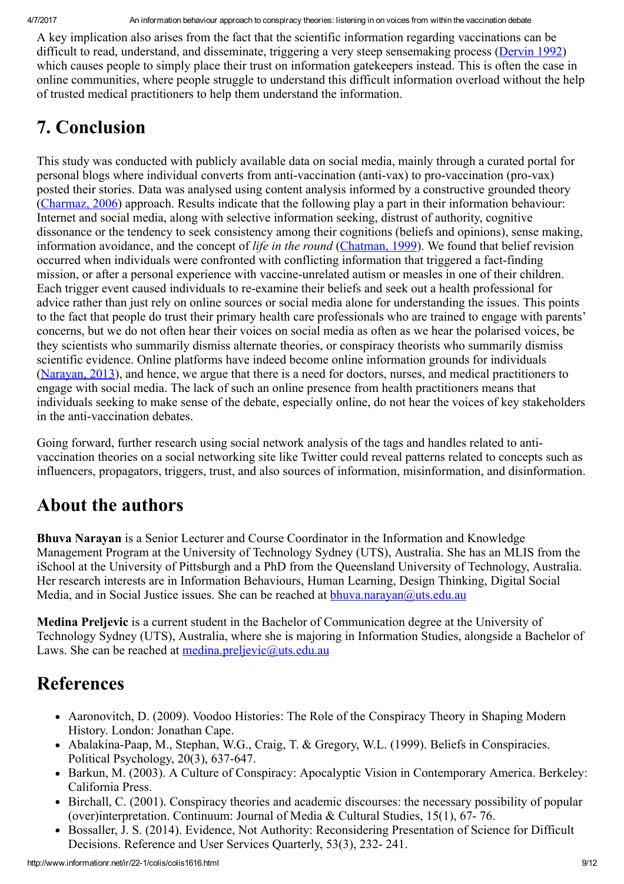A key implication also arises from the fact that the scientific information regarding vaccinations can be difficult to read, understand, and disseminate, triggering a very steep sensemaking process (Dervin 1992) which causes people to simply place their trust on information gatekeepers instead. This is often the case in online communities, where people struggle to understand this difficult information overload without the help of trusted medical practitioners to help them understand the information.

## 7. Conclusion

This study was conducted with publicly available data on social media, mainly through a curated portal for personal blogs where individual converts from anti-vaccination (anti-vax) to pro-vaccination (pro-vax) posted their stories. Data was analysed using content analysis informed by a constructive grounded theory (Charmaz, 2006) approach. Results indicate that the following play a part in their information behaviour: Internet and social media, along with selective information seeking, distrust of authority, cognitive dissonance or the tendency to seek consistency among their cognitions (beliefs and opinions), sense making, information avoidance, and the concept of *life in the round* (Chatman, 1999). We found that belief revision occurred when individuals were confronted with conflicting information that triggered a fact-finding mission, or after a personal experience with vaccine-unrelated autism or measles in one of their children. Each trigger event caused individuals to re-examine their beliefs and seek out a health professional for advice rather than just rely on online sources or social media alone for understanding the issues. This points to the fact that people do trust their primary health care professionals who are trained to engage with parents' concerns, but we do not often hear their voices on social media as often as we hear the polarised voices, be they scientists who summarily dismiss alternate theories, or conspiracy theorists who summarily dismiss scientific evidence. Online platforms have indeed become online information grounds for individuals (Narayan, 2013), and hence, we argue that there is a need for doctors, nurses, and medical practitioners to engage with social media. The lack of such an online presence from health practitioners means that individuals seeking to make sense of the debate, especially online, do not hear the voices of key stakeholders in the anti-vaccination debates.

Going forward, further research using social network analysis of the tags and handles related to anti-vaccination theories on a social networking site like Twitter could reveal patterns related to concepts such as influencers, propagators, triggers, trust, and also sources of information, misinformation, and disinformation.

## About the authors

**Bhuva Narayan** is a Senior Lecturer and Course Coordinator in the Information and Knowledge Management Program at the University of Technology Sydney (UTS), Australia. She has an MLIS from the iSchool at the University of Pittsburgh and a PhD from the Queensland University of Technology, Australia. Her research interests are in Information Behaviours, Human Learning, Design Thinking, Digital Social Media, and in Social Justice issues. She can be reached at bhuva.narayan@uts.edu.au

**Medina Preljevic** is a current student in the Bachelor of Communication degree at the University of Technology Sydney (UTS), Australia, where she is majoring in Information Studies, alongside a Bachelor of Laws. She can be reached at medina.preljevic@uts.edu.au

## References

- Aaronovitch, D. (2009). Voodoo Histories: The Role of the Conspiracy Theory in Shaping Modern History. London: Jonathan Cape.
- Abalakina-Paap, M., Stephan, W.G., Craig, T. & Gregory, W.L. (1999). Beliefs in Conspiracies. Political Psychology, 20(3), 637-647.
- Barkun, M. (2003). A Culture of Conspiracy: Apocalyptic Vision in Contemporary America. Berkeley: California Press.
- Birchall, C. (2001). Conspiracy theories and academic discourses: the necessary possibility of popular (over)interpretation. Continuum: Journal of Media & Cultural Studies, 15(1), 67- 76.
- Bossaller, J. S. (2014). Evidence, Not Authority: Reconsidering Presentation of Science for Difficult Decisions. Reference and User Services Quarterly, 53(3), 232- 241.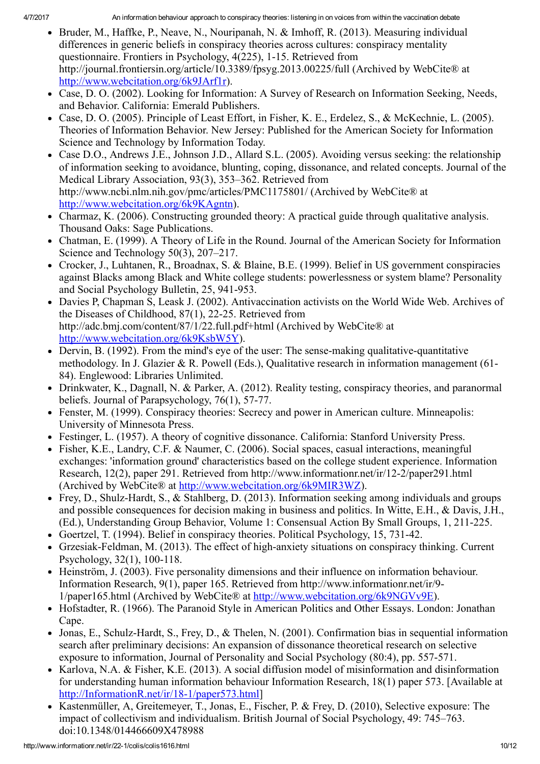- Bruder, M., Haffke, P., Neave, N., Nouripanah, N. & Imhoff, R. (2013). Measuring individual differences in generic beliefs in conspiracy theories across cultures: conspiracy mentality questionnaire. Frontiers in Psychology, 4(225), 1-15. Retrieved from http://journal.frontiersin.org/article/10.3389/fpsyg.2013.00225/full (Archived by WebCite® at http://www.webcitation.org/6k9JArf1r).
- Case, D. O. (2002). Looking for Information: A Survey of Research on Information Seeking, Needs, and Behavior. California: Emerald Publishers.
- Case, D. O. (2005). Principle of Least Effort, in Fisher, K. E., Erdelez, S., & McKechnie, L. (2005). Theories of Information Behavior. New Jersey: Published for the American Society for Information Science and Technology by Information Today.
- Case D.O., Andrews J.E., Johnson J.D., Allard S.L. (2005). Avoiding versus seeking: the relationship of information seeking to avoidance, blunting, coping, dissonance, and related concepts. Journal of the Medical Library Association, 93(3), 353–362. Retrieved from http://www.ncbi.nlm.nih.gov/pmc/articles/PMC1175801/ (Archived by WebCite® at http://www.webcitation.org/6k9KAgntn).
- Charmaz, K. (2006). Constructing grounded theory: A practical guide through qualitative analysis. Thousand Oaks: Sage Publications.
- Chatman, E. (1999). A Theory of Life in the Round. Journal of the American Society for Information Science and Technology 50(3), 207–217.
- Crocker, J., Luhtanen, R., Broadnax, S. & Blaine, B.E. (1999). Belief in US government conspiracies against Blacks among Black and White college students: powerlessness or system blame? Personality and Social Psychology Bulletin, 25, 941-953.
- Davies P, Chapman S, Leask J. (2002). Antivaccination activists on the World Wide Web. Archives of the Diseases of Childhood, 87(1), 22-25. Retrieved from http://adc.bmj.com/content/87/1/22.full.pdf+html (Archived by WebCite® at http://www.webcitation.org/6k9KsbW5Y).
- Dervin, B. (1992). From the mind's eye of the user: The sense-making qualitative-quantitative methodology. In J. Glazier & R. Powell (Eds.), Qualitative research in information management (61-84). Englewood: Libraries Unlimited.
- Drinkwater, K., Dagnall, N. & Parker, A. (2012). Reality testing, conspiracy theories, and paranormal beliefs. Journal of Parapsychology, 76(1), 57-77.
- Fenster, M. (1999). Conspiracy theories: Secrecy and power in American culture. Minneapolis: University of Minnesota Press.
- Festinger, L. (1957). A theory of cognitive dissonance. California: Stanford University Press.
- Fisher, K.E., Landry, C.F. & Naumer, C. (2006). Social spaces, casual interactions, meaningful exchanges: 'information ground' characteristics based on the college student experience. Information Research, 12(2), paper 291. Retrieved from http://www.informationr.net/ir/12-2/paper291.html (Archived by WebCite® at http://www.webcitation.org/6k9MIR3WZ).
- Frey, D., Shulz-Hardt, S., & Stahlberg, D. (2013). Information seeking among individuals and groups and possible consequences for decision making in business and politics. In Witte, E.H., & Davis, J.H., (Ed.), Understanding Group Behavior, Volume 1: Consensual Action By Small Groups, 1, 211-225.
- Goertzel, T. (1994). Belief in conspiracy theories. Political Psychology, 15, 731-42.
- Grzesiak-Feldman, M. (2013). The effect of high-anxiety situations on conspiracy thinking. Current Psychology, 32(1), 100-118.
- Heinström, J. (2003). Five personality dimensions and their influence on information behaviour. Information Research, 9(1), paper 165. Retrieved from http://www.informationr.net/ir/9-1/paper165.html (Archived by WebCite® at http://www.webcitation.org/6k9NGVv9E).
- Hofstadter, R. (1966). The Paranoid Style in American Politics and Other Essays. London: Jonathan Cape.
- Jonas, E., Schulz-Hardt, S., Frey, D., & Thelen, N. (2001). Confirmation bias in sequential information search after preliminary decisions: An expansion of dissonance theoretical research on selective exposure to information, Journal of Personality and Social Psychology (80:4), pp. 557-571.
- Karlova, N.A. & Fisher, K.E. (2013). A social diffusion model of misinformation and disinformation for understanding human information behaviour Information Research, 18(1) paper 573. [Available at http://InformationR.net/ir/18-1/paper573.html]
- Kastenmüller, A, Greitemeyer, T., Jonas, E., Fischer, P. & Frey, D. (2010), Selective exposure: The impact of collectivism and individualism. British Journal of Social Psychology, 49: 745–763. doi:10.1348/014466609X478988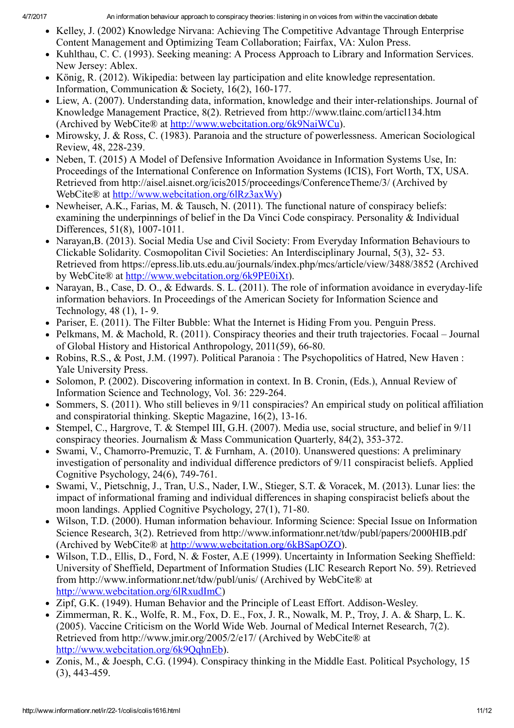- Kelley, J. (2002) Knowledge Nirvana: Achieving The Competitive Advantage Through Enterprise Content Management and Optimizing Team Collaboration; Fairfax, VA: Xulon Press.
- Kuhlthau, C. C. (1993). Seeking meaning: A Process Approach to Library and Information Services. New Jersey: Ablex.
- König, R. (2012). Wikipedia: between lay participation and elite knowledge representation. Information, Communication & Society, 16(2), 160-177.
- Liew, A. (2007). Understanding data, information, knowledge and their inter-relationships. Journal of Knowledge Management Practice, 8(2). Retrieved from http://www.tlainc.com/articl134.htm (Archived by WebCite® at http://www.webcitation.org/6k9NaiWCu).
- Mirowsky, J. & Ross, C. (1983). Paranoia and the structure of powerlessness. American Sociological Review, 48, 228-239.
- Neben, T. (2015) A Model of Defensive Information Avoidance in Information Systems Use, In: Proceedings of the International Conference on Information Systems (ICIS), Fort Worth, TX, USA. Retrieved from http://aisel.aisnet.org/icis2015/proceedings/ConferenceTheme/3/ (Archived by WebCite® at http://www.webcitation.org/6lRz3axWy)
- Newheiser, A.K., Farias, M. & Tausch, N. (2011). The functional nature of conspiracy beliefs: examining the underpinnings of belief in the Da Vinci Code conspiracy. Personality & Individual Differences, 51(8), 1007-1011.
- Narayan,B. (2013). Social Media Use and Civil Society: From Everyday Information Behaviours to Clickable Solidarity. Cosmopolitan Civil Societies: An Interdisciplinary Journal, 5(3), 32- 53. Retrieved from https://epress.lib.uts.edu.au/journals/index.php/mcs/article/view/3488/3852 (Archived by WebCite® at http://www.webcitation.org/6k9PE0iXt).
- Narayan, B., Case, D. O., & Edwards. S. L. (2011). The role of information avoidance in everyday-life information behaviors. In Proceedings of the American Society for Information Science and Technology, 48 (1), 1- 9.
- Pariser, E. (2011). The Filter Bubble: What the Internet is Hiding From you. Penguin Press.
- Pelkmans, M. & Machold, R. (2011). Conspiracy theories and their truth trajectories. Focaal – Journal of Global History and Historical Anthropology, 2011(59), 66-80.
- Robins, R.S., & Post, J.M. (1997). Political Paranoia : The Psychopolitics of Hatred, New Haven : Yale University Press.
- Solomon, P. (2002). Discovering information in context. In B. Cronin, (Eds.), Annual Review of Information Science and Technology, Vol. 36: 229-264.
- Sommers, S. (2011). Who still believes in 9/11 conspiracies? An empirical study on political affiliation and conspiratorial thinking. Skeptic Magazine, 16(2), 13-16.
- Stempel, C., Hargrove, T. & Stempel III, G.H. (2007). Media use, social structure, and belief in 9/11 conspiracy theories. Journalism & Mass Communication Quarterly, 84(2), 353-372.
- Swami, V., Chamorro-Premuzic, T. & Furnham, A. (2010). Unanswered questions: A preliminary investigation of personality and individual difference predictors of 9/11 conspiracist beliefs. Applied Cognitive Psychology, 24(6), 749-761.
- Swami, V., Pietschnig, J., Tran, U.S., Nader, I.W., Stieger, S.T. & Voracek, M. (2013). Lunar lies: the impact of informational framing and individual differences in shaping conspiracist beliefs about the moon landings. Applied Cognitive Psychology, 27(1), 71-80.
- Wilson, T.D. (2000). Human information behaviour. Informing Science: Special Issue on Information Science Research, 3(2). Retrieved from http://www.informationr.net/tdw/publ/papers/2000HIB.pdf (Archived by WebCite® at http://www.webcitation.org/6kBSapOZO).
- Wilson, T.D., Ellis, D., Ford, N. & Foster, A.E (1999). Uncertainty in Information Seeking Sheffield: University of Sheffield, Department of Information Studies (LIC Research Report No. 59). Retrieved from http://www.informationr.net/tdw/publ/unis/ (Archived by WebCite® at http://www.webcitation.org/6lRxudImC)
- Zipf, G.K. (1949). Human Behavior and the Principle of Least Effort. Addison-Wesley.
- Zimmerman, R. K., Wolfe, R. M., Fox, D. E., Fox, J. R., Nowalk, M. P., Troy, J. A. & Sharp, L. K. (2005). Vaccine Criticism on the World Wide Web. Journal of Medical Internet Research, 7(2). Retrieved from http://www.jmir.org/2005/2/e17/ (Archived by WebCite® at http://www.webcitation.org/6k9QqhnEb).
- Zonis, M., & Joesph, C.G. (1994). Conspiracy thinking in the Middle East. Political Psychology, 15 (3), 443-459.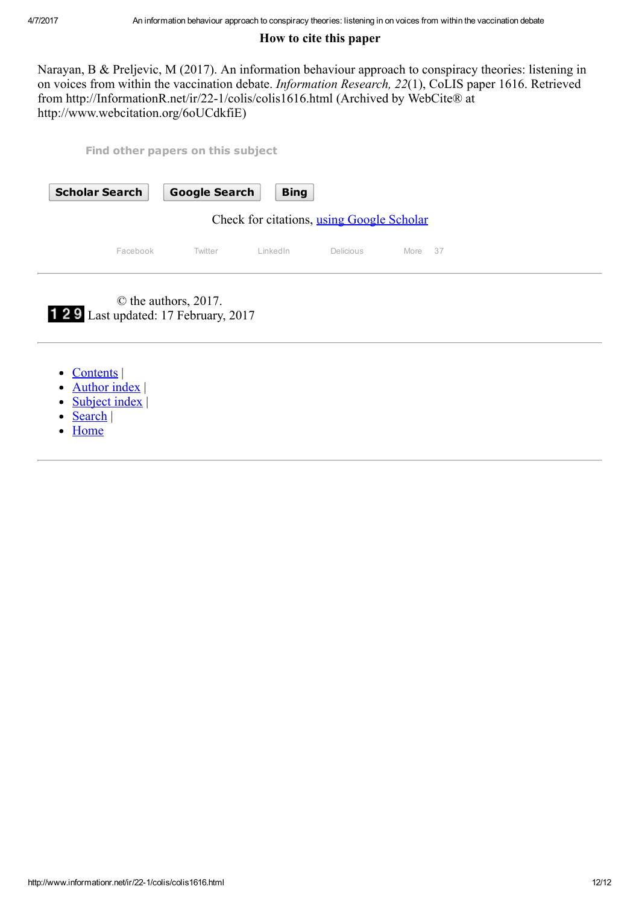## How to cite this paper

Narayan, B & Preljevic, M (2017). An information behaviour approach to conspiracy theories: listening in on voices from within the vaccination debate. *Information Research, 22*(1), CoLIS paper 1616. Retrieved from http://InformationR.net/ir/22-1/colis/colis1616.html (Archived by WebCite® at http://www.webcitation.org/6oUCdkfiE)

Find other papers on this subject

Scholar Search | Google Search | Bing

Check for citations, [using Google Scholar]()

Facebook Twitter LinkedIn Delicious More 37

---

© the authors, 2017.
129 Last updated: 17 February, 2017

---

- [Contents]() |
- [Author index]() |
- [Subject index]() |
- [Search]() |
- [Home]()

---